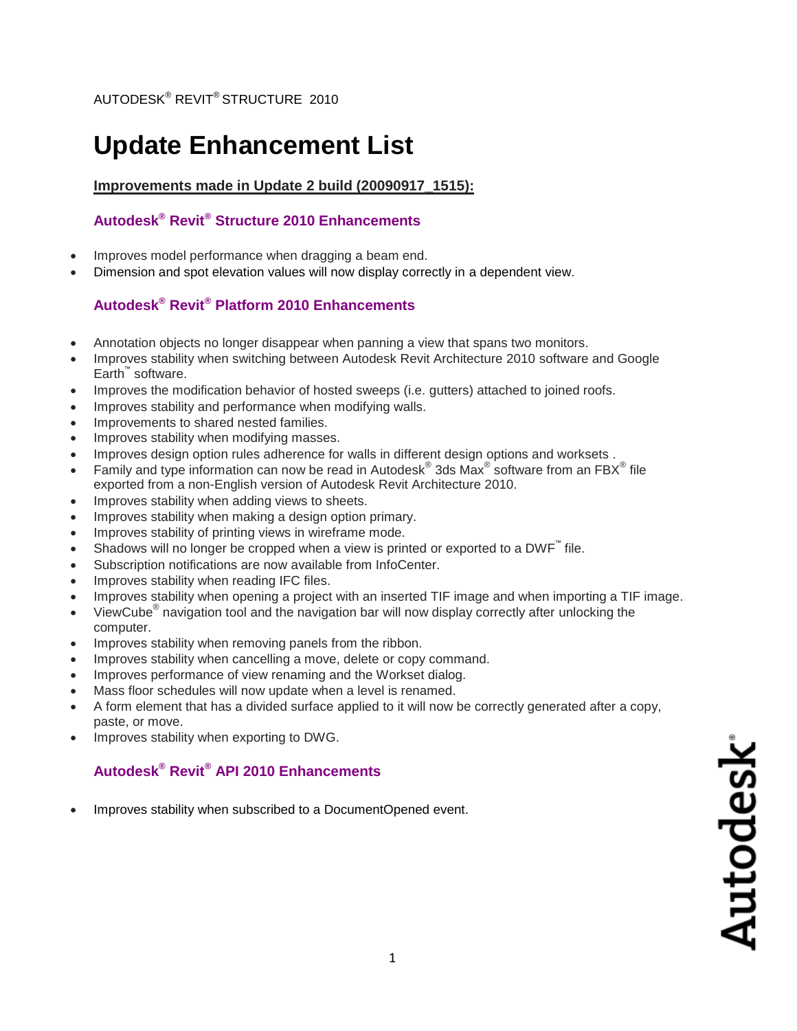AUTODESK® REVIT® STRUCTURE 2010

# Update Enhancement List

**Improvements made in Update 2 build (20090917_1515):**

### Autodesk® Revit® Structure 2010 Enhancements

- Improves model performance when dragging a beam end.
- Dimension and spot elevation values will now display correctly in a dependent view.

### Autodesk® Revit® Platform 2010 Enhancements

- Annotation objects no longer disappear when panning a view that spans two monitors.
- Improves stability when switching between Autodesk Revit Architecture 2010 software and Google Earth™ software.
- Improves the modification behavior of hosted sweeps (i.e. gutters) attached to joined roofs.
- Improves stability and performance when modifying walls.
- Improvements to shared nested families.
- Improves stability when modifying masses.
- Improves design option rules adherence for walls in different design options and worksets .
- Family and type information can now be read in Autodesk® 3ds Max® software from an FBX® file exported from a non-English version of Autodesk Revit Architecture 2010.
- Improves stability when adding views to sheets.
- Improves stability when making a design option primary.
- Improves stability of printing views in wireframe mode.
- Shadows will no longer be cropped when a view is printed or exported to a DWF™ file.
- Subscription notifications are now available from InfoCenter.
- Improves stability when reading IFC files.
- Improves stability when opening a project with an inserted TIF image and when importing a TIF image.
- ViewCube® navigation tool and the navigation bar will now display correctly after unlocking the computer.
- Improves stability when removing panels from the ribbon.
- Improves stability when cancelling a move, delete or copy command.
- Improves performance of view renaming and the Workset dialog.
- Mass floor schedules will now update when a level is renamed.
- A form element that has a divided surface applied to it will now be correctly generated after a copy, paste, or move.
- Improves stability when exporting to DWG.

### Autodesk® Revit® API 2010 Enhancements

- Improves stability when subscribed to a DocumentOpened event.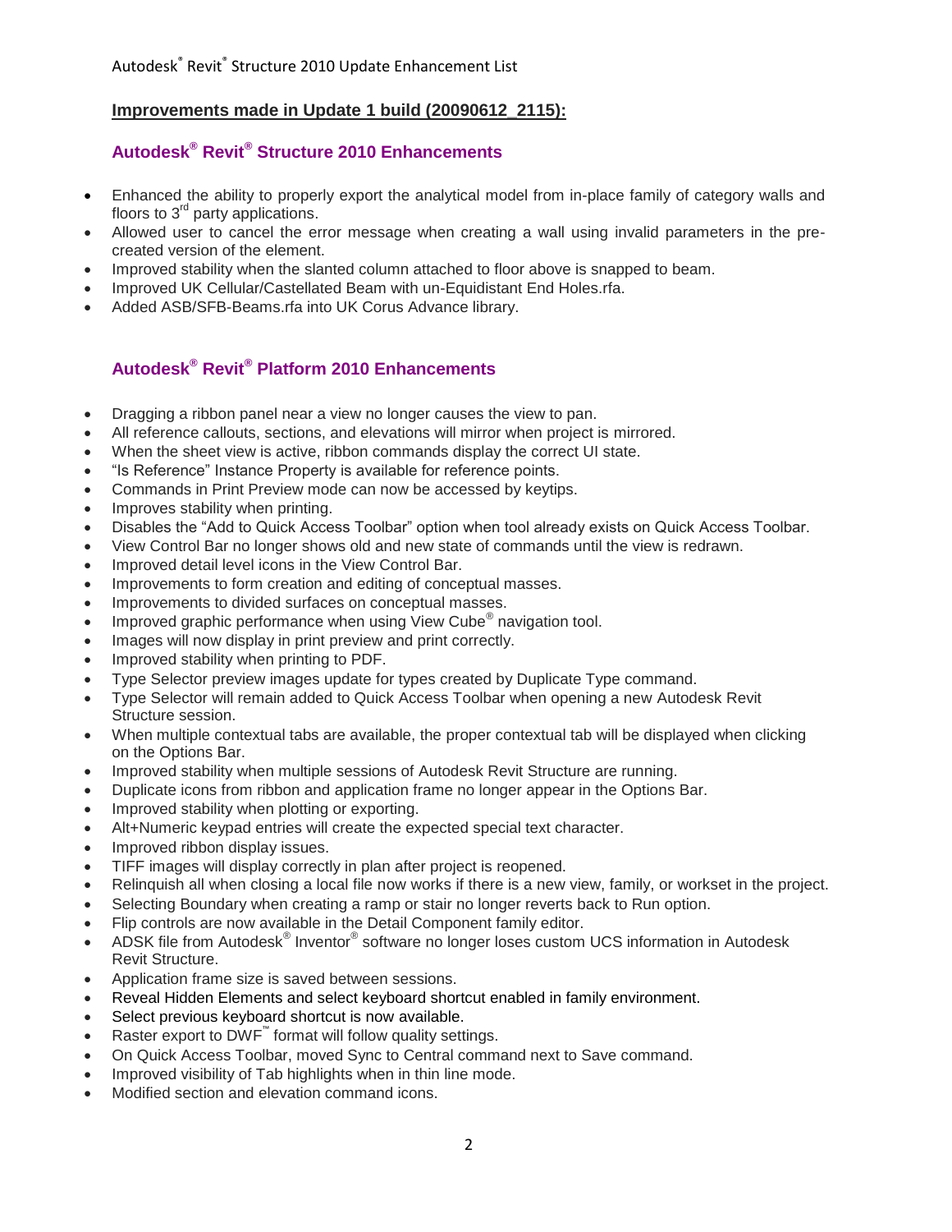## Improvements made in Update 1 build (20090612_2115):

### Autodesk® Revit® Structure 2010 Enhancements

- Enhanced the ability to properly export the analytical model from in-place family of category walls and floors to 3rd party applications.
- Allowed user to cancel the error message when creating a wall using invalid parameters in the pre-created version of the element.
- Improved stability when the slanted column attached to floor above is snapped to beam.
- Improved UK Cellular/Castellated Beam with un-Equidistant End Holes.rfa.
- Added ASB/SFB-Beams.rfa into UK Corus Advance library.

### Autodesk® Revit® Platform 2010 Enhancements

- Dragging a ribbon panel near a view no longer causes the view to pan.
- All reference callouts, sections, and elevations will mirror when project is mirrored.
- When the sheet view is active, ribbon commands display the correct UI state.
- "Is Reference" Instance Property is available for reference points.
- Commands in Print Preview mode can now be accessed by keytips.
- Improves stability when printing.
- Disables the "Add to Quick Access Toolbar" option when tool already exists on Quick Access Toolbar.
- View Control Bar no longer shows old and new state of commands until the view is redrawn.
- Improved detail level icons in the View Control Bar.
- Improvements to form creation and editing of conceptual masses.
- Improvements to divided surfaces on conceptual masses.
- Improved graphic performance when using View Cube® navigation tool.
- Images will now display in print preview and print correctly.
- Improved stability when printing to PDF.
- Type Selector preview images update for types created by Duplicate Type command.
- Type Selector will remain added to Quick Access Toolbar when opening a new Autodesk Revit Structure session.
- When multiple contextual tabs are available, the proper contextual tab will be displayed when clicking on the Options Bar.
- Improved stability when multiple sessions of Autodesk Revit Structure are running.
- Duplicate icons from ribbon and application frame no longer appear in the Options Bar.
- Improved stability when plotting or exporting.
- Alt+Numeric keypad entries will create the expected special text character.
- Improved ribbon display issues.
- TIFF images will display correctly in plan after project is reopened.
- Relinquish all when closing a local file now works if there is a new view, family, or workset in the project.
- Selecting Boundary when creating a ramp or stair no longer reverts back to Run option.
- Flip controls are now available in the Detail Component family editor.
- ADSK file from Autodesk® Inventor® software no longer loses custom UCS information in Autodesk Revit Structure.
- Application frame size is saved between sessions.
- Reveal Hidden Elements and select keyboard shortcut enabled in family environment.
- Select previous keyboard shortcut is now available.
- Raster export to DWF™ format will follow quality settings.
- On Quick Access Toolbar, moved Sync to Central command next to Save command.
- Improved visibility of Tab highlights when in thin line mode.
- Modified section and elevation command icons.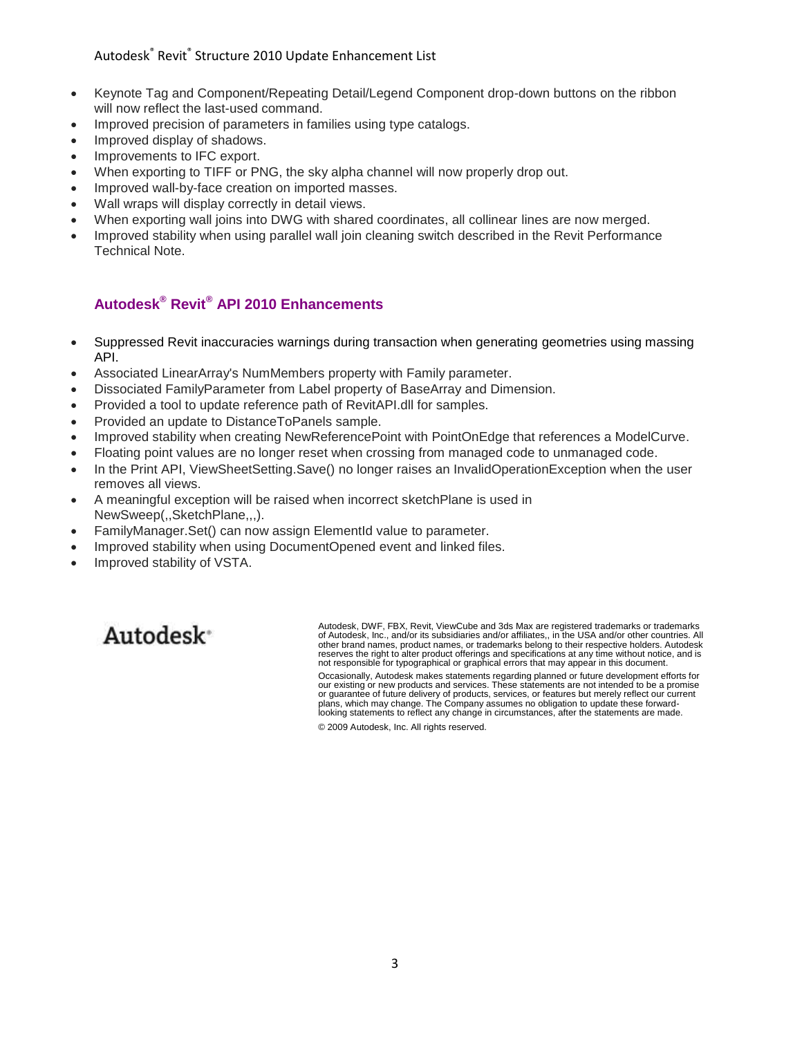- Keynote Tag and Component/Repeating Detail/Legend Component drop-down buttons on the ribbon will now reflect the last-used command.
- Improved precision of parameters in families using type catalogs.
- Improved display of shadows.
- Improvements to IFC export.
- When exporting to TIFF or PNG, the sky alpha channel will now properly drop out.
- Improved wall-by-face creation on imported masses.
- Wall wraps will display correctly in detail views.
- When exporting wall joins into DWG with shared coordinates, all collinear lines are now merged.
- Improved stability when using parallel wall join cleaning switch described in the Revit Performance Technical Note.

## Autodesk® Revit® API 2010 Enhancements

- Suppressed Revit inaccuracies warnings during transaction when generating geometries using massing API.
- Associated LinearArray's NumMembers property with Family parameter.
- Dissociated FamilyParameter from Label property of BaseArray and Dimension.
- Provided a tool to update reference path of RevitAPI.dll for samples.
- Provided an update to DistanceToPanels sample.
- Improved stability when creating NewReferencePoint with PointOnEdge that references a ModelCurve.
- Floating point values are no longer reset when crossing from managed code to unmanaged code.
- In the Print API, ViewSheetSetting.Save() no longer raises an InvalidOperationException when the user removes all views.
- A meaningful exception will be raised when incorrect sketchPlane is used in NewSweep(,,SketchPlane,,,).
- FamilyManager.Set() can now assign ElementId value to parameter.
- Improved stability when using DocumentOpened event and linked files.
- Improved stability of VSTA.

Autodesk®

Autodesk, DWF, FBX, Revit, ViewCube and 3ds Max are registered trademarks or trademarks of Autodesk, Inc., and/or its subsidiaries and/or affiliates,, in the USA and/or other countries. All other brand names, product names, or trademarks belong to their respective holders. Autodesk reserves the right to alter product offerings and specifications at any time without notice, and is not responsible for typographical or graphical errors that may appear in this document.

Occasionally, Autodesk makes statements regarding planned or future development efforts for our existing or new products and services. These statements are not intended to be a promise or guarantee of future delivery of products, services, or features but merely reflect our current plans, which may change. The Company assumes no obligation to update these forward-looking statements to reflect any change in circumstances, after the statements are made.

© 2009 Autodesk, Inc. All rights reserved.